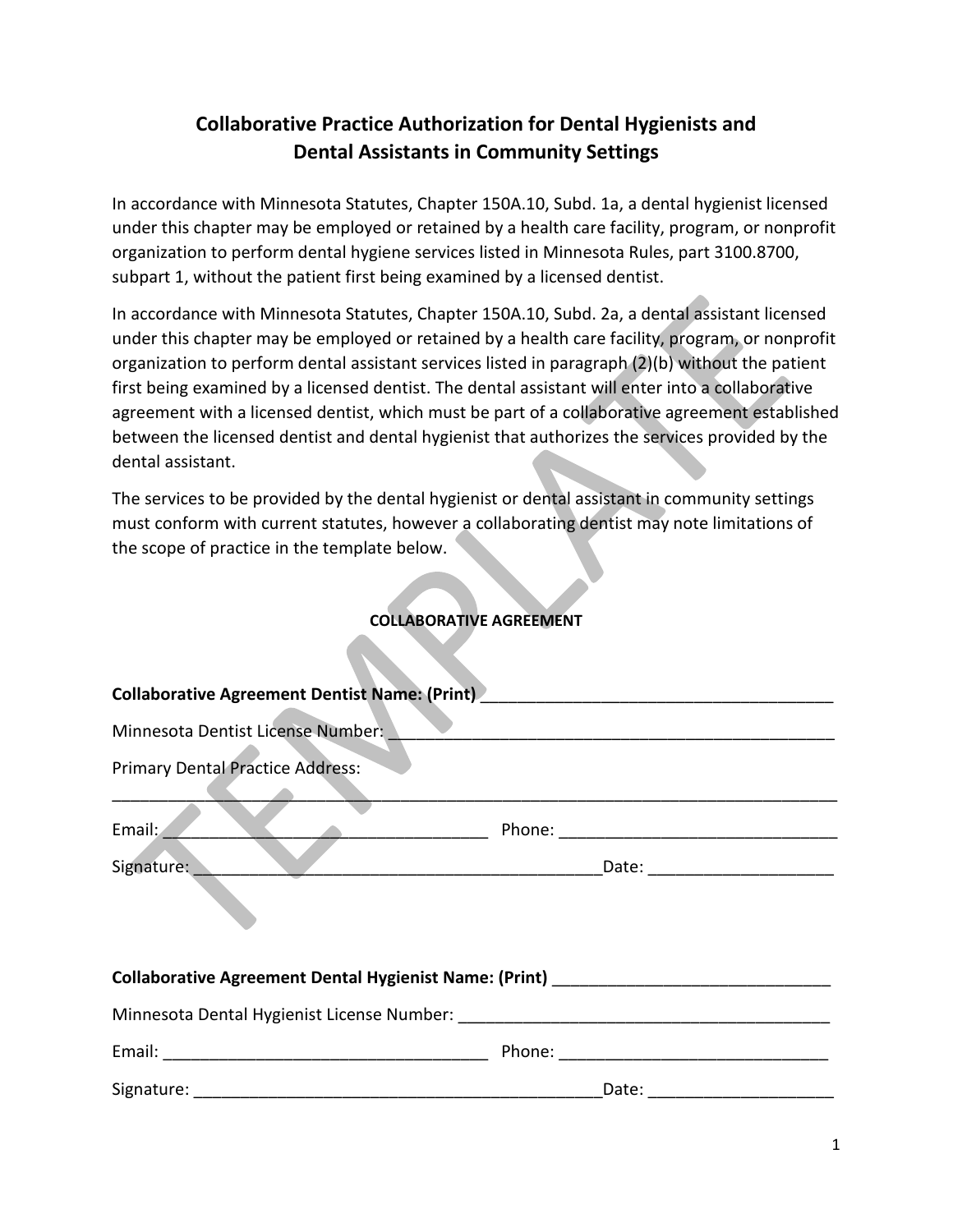# Collaborative Practice Authorization for Dental Hygienists and Dental Assistants in Community Settings

In accordance with Minnesota Statutes, Chapter 150A.10, Subd. 1a, a dental hygienist licensed under this chapter may be employed or retained by a health care facility, program, or nonprofit organization to perform dental hygiene services listed in Minnesota Rules, part 3100.8700, subpart 1, without the patient first being examined by a licensed dentist.

In accordance with Minnesota Statutes, Chapter 150A.10, Subd. 2a, a dental assistant licensed under this chapter may be employed or retained by a health care facility, program, or nonprofit organization to perform dental assistant services listed in paragraph (2)(b) without the patient first being examined by a licensed dentist. The dental assistant will enter into a collaborative agreement with a licensed dentist, which must be part of a collaborative agreement established between the licensed dentist and dental hygienist that authorizes the services provided by the dental assistant.

The services to be provided by the dental hygienist or dental assistant in community settings must conform with current statutes, however a collaborating dentist may note limitations of the scope of practice in the template below.

TEMPLATE

## COLLABORATIVE AGREEMENT

**Collaborative Agreement Dentist Name: (Print)** ______________________________________

Minnesota Dentist License Number: ______________________________________

Primary Dental Practice Address:

______________________________________________________________________________

Email: ___________________________________ Phone: ______________________________

Signature: _____________________________________________ Date: ____________________

**Collaborative Agreement Dental Hygienist Name: (Print)** ______________________________

Minnesota Dental Hygienist License Number: ________________________________________

Email: ___________________________________ Phone: ______________________________

Signature: _____________________________________________ Date: ____________________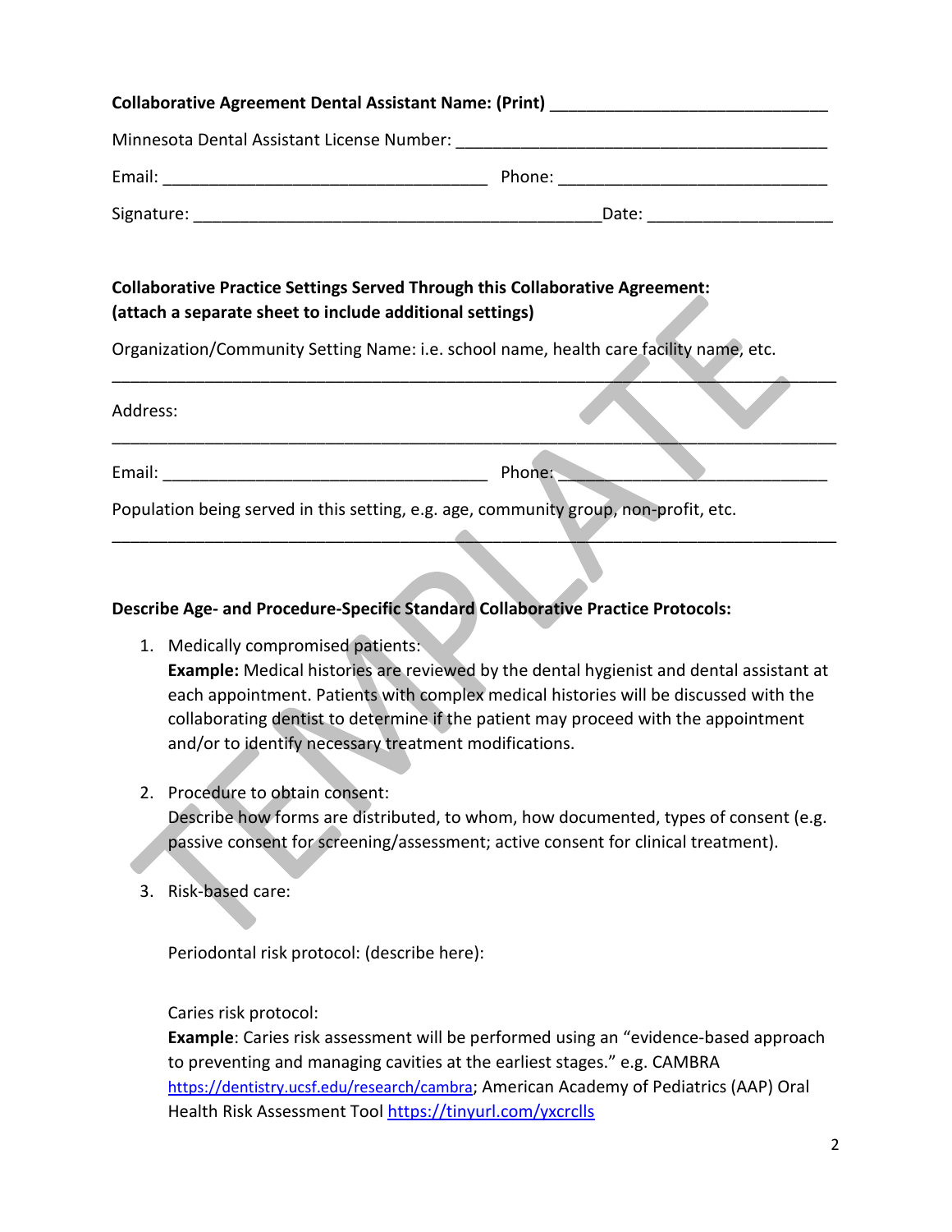**Collaborative Agreement Dental Assistant Name: (Print)** ______________________________

Minnesota Dental Assistant License Number: ________________________________________

Email: ___________________________________ Phone: _____________________________

Signature: ______________________________________________Date: ____________________

**Collaborative Practice Settings Served Through this Collaborative Agreement: (attach a separate sheet to include additional settings)**

Organization/Community Setting Name: i.e. school name, health care facility name, etc.

_______________________________________________________________________________

Address:

_______________________________________________________________________________

Email: ___________________________________ Phone: _____________________________

Population being served in this setting, e.g. age, community group, non-profit, etc.

_______________________________________________________________________________

**Describe Age- and Procedure-Specific Standard Collaborative Practice Protocols:**

1. Medically compromised patients:
   **Example:** Medical histories are reviewed by the dental hygienist and dental assistant at each appointment. Patients with complex medical histories will be discussed with the collaborating dentist to determine if the patient may proceed with the appointment and/or to identify necessary treatment modifications.

2. Procedure to obtain consent:
   Describe how forms are distributed, to whom, how documented, types of consent (e.g. passive consent for screening/assessment; active consent for clinical treatment).

3. Risk-based care:

   Periodontal risk protocol: (describe here):

   Caries risk protocol:
   **Example**: Caries risk assessment will be performed using an "evidence-based approach to preventing and managing cavities at the earliest stages." e.g. CAMBRA https://dentistry.ucsf.edu/research/cambra; American Academy of Pediatrics (AAP) Oral Health Risk Assessment Tool https://tinyurl.com/yxcrclls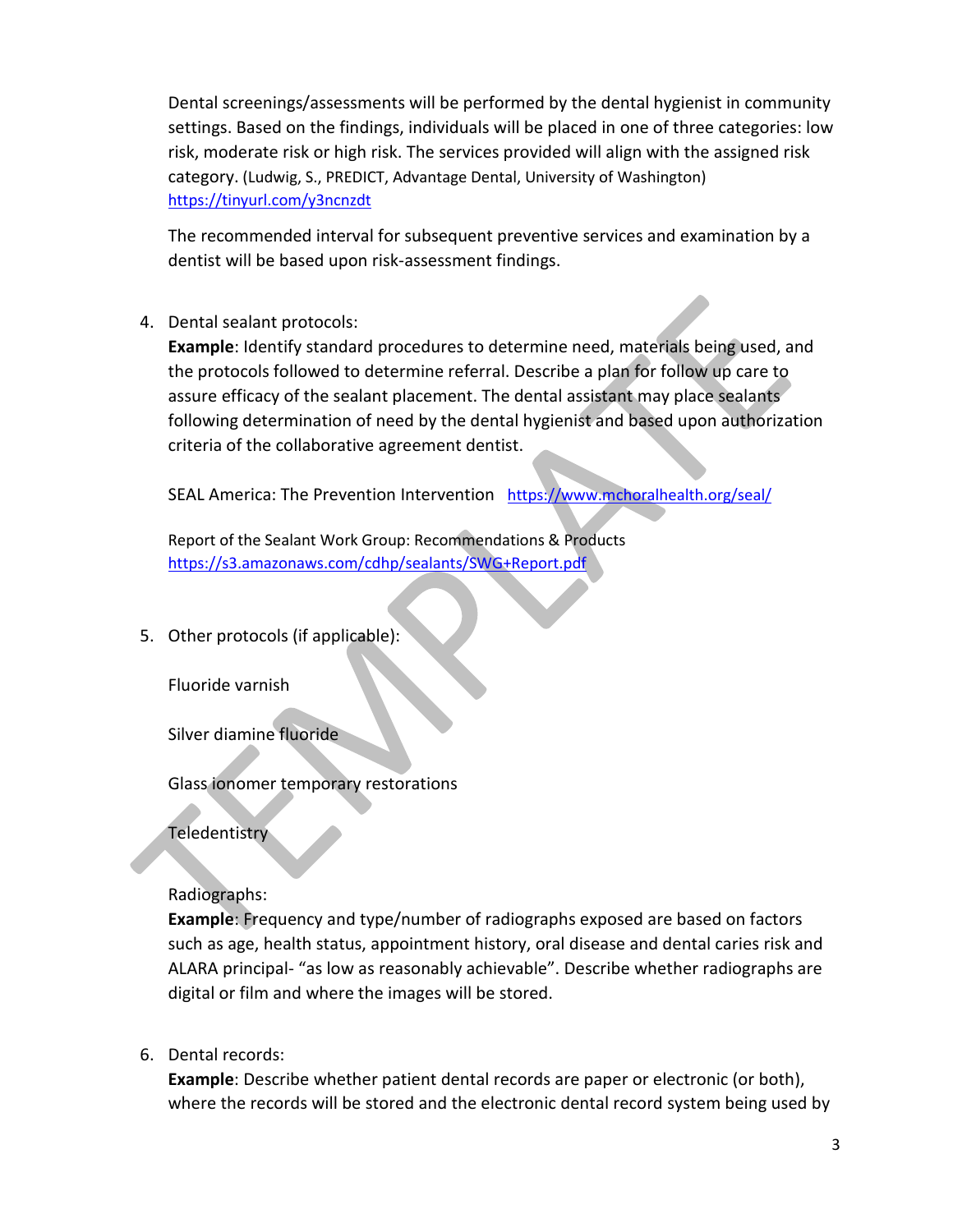Dental screenings/assessments will be performed by the dental hygienist in community settings. Based on the findings, individuals will be placed in one of three categories: low risk, moderate risk or high risk. The services provided will align with the assigned risk category. (Ludwig, S., PREDICT, Advantage Dental, University of Washington) https://tinyurl.com/y3ncnzdt

The recommended interval for subsequent preventive services and examination by a dentist will be based upon risk-assessment findings.

4. Dental sealant protocols:
   **Example**: Identify standard procedures to determine need, materials being used, and the protocols followed to determine referral. Describe a plan for follow up care to assure efficacy of the sealant placement. The dental assistant may place sealants following determination of need by the dental hygienist and based upon authorization criteria of the collaborative agreement dentist.

   SEAL America: The Prevention Intervention https://www.mchoralhealth.org/seal/

   Report of the Sealant Work Group: Recommendations & Products https://s3.amazonaws.com/cdhp/sealants/SWG+Report.pdf

5. Other protocols (if applicable):

   Fluoride varnish

   Silver diamine fluoride

   Glass ionomer temporary restorations

   Teledentistry

   Radiographs:
   **Example**: Frequency and type/number of radiographs exposed are based on factors such as age, health status, appointment history, oral disease and dental caries risk and ALARA principal- "as low as reasonably achievable". Describe whether radiographs are digital or film and where the images will be stored.

6. Dental records:
   **Example**: Describe whether patient dental records are paper or electronic (or both), where the records will be stored and the electronic dental record system being used by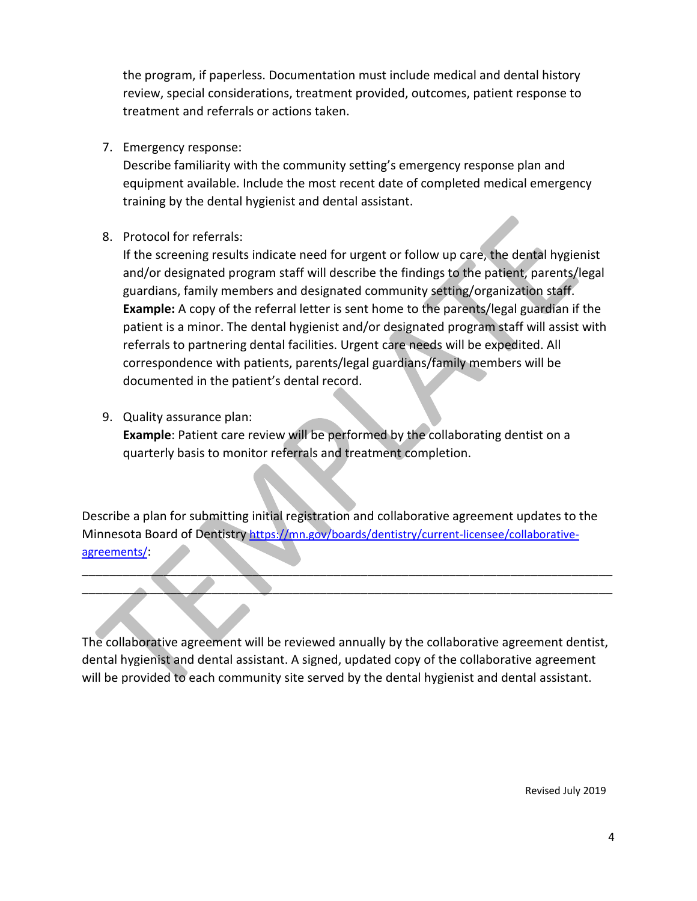the program, if paperless. Documentation must include medical and dental history review, special considerations, treatment provided, outcomes, patient response to treatment and referrals or actions taken.

7. Emergency response:
   Describe familiarity with the community setting's emergency response plan and equipment available. Include the most recent date of completed medical emergency training by the dental hygienist and dental assistant.

8. Protocol for referrals:
   If the screening results indicate need for urgent or follow up care, the dental hygienist and/or designated program staff will describe the findings to the patient, parents/legal guardians, family members and designated community setting/organization staff.
   **Example:** A copy of the referral letter is sent home to the parents/legal guardian if the patient is a minor. The dental hygienist and/or designated program staff will assist with referrals to partnering dental facilities. Urgent care needs will be expedited. All correspondence with patients, parents/legal guardians/family members will be documented in the patient's dental record.

9. Quality assurance plan:
   **Example**: Patient care review will be performed by the collaborating dentist on a quarterly basis to monitor referrals and treatment completion.

Describe a plan for submitting initial registration and collaborative agreement updates to the Minnesota Board of Dentistry [https://mn.gov/boards/dentistry/current-licensee/collaborative-agreements/](https://mn.gov/boards/dentistry/current-licensee/collaborative-agreements/):

______________________________________________________________________________
______________________________________________________________________________

The collaborative agreement will be reviewed annually by the collaborative agreement dentist, dental hygienist and dental assistant. A signed, updated copy of the collaborative agreement will be provided to each community site served by the dental hygienist and dental assistant.

Revised July 2019